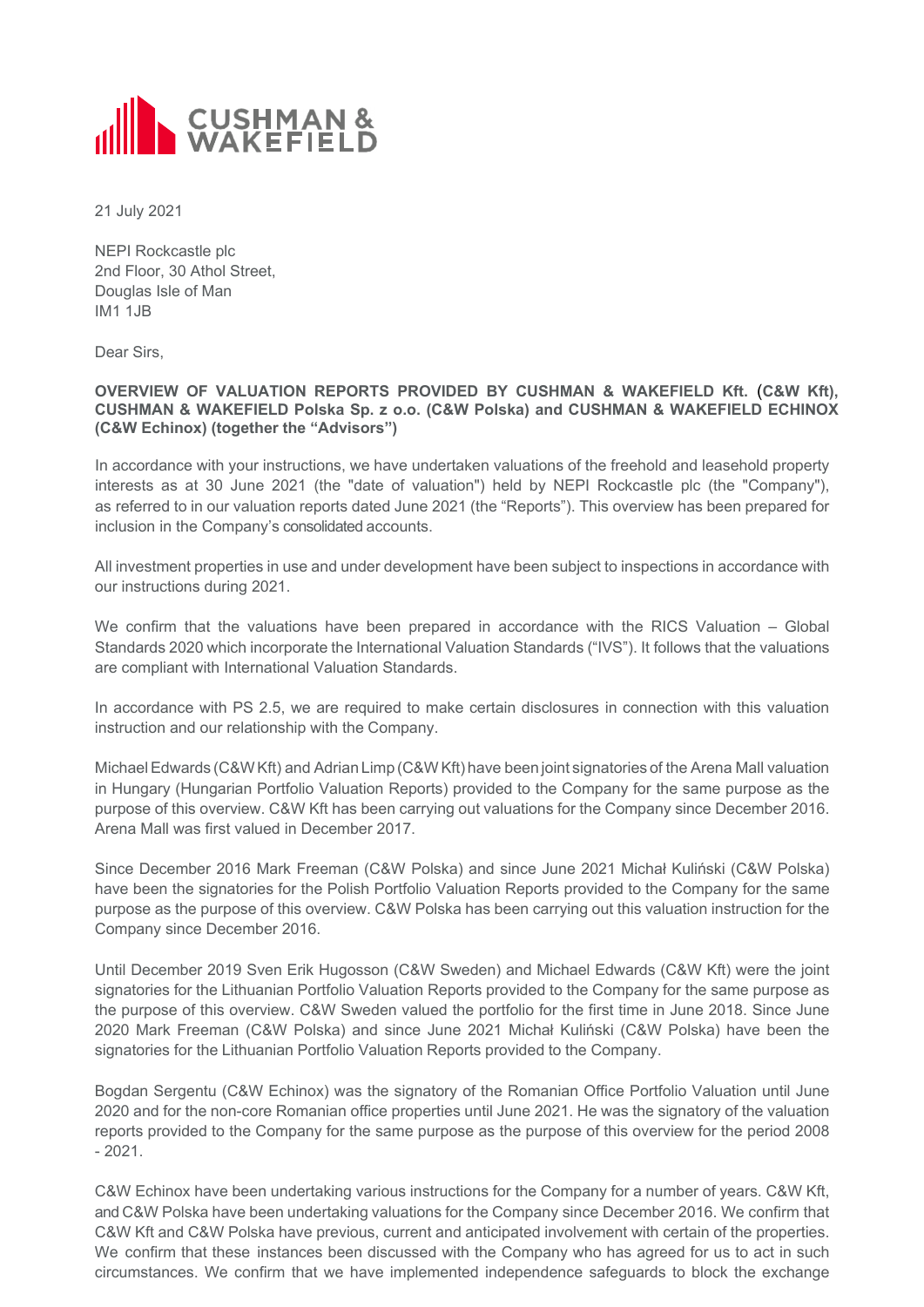21 July 2021

NEPI Rockcastle plc
2nd Floor, 30 Athol Street,
Douglas Isle of Man
IM1 1JB

Dear Sirs,

**OVERVIEW OF VALUATION REPORTS PROVIDED BY CUSHMAN & WAKEFIELD Kft. (C&W Kft), CUSHMAN & WAKEFIELD Polska Sp. z o.o. (C&W Polska) and CUSHMAN & WAKEFIELD ECHINOX (C&W Echinox) (together the "Advisors")**

In accordance with your instructions, we have undertaken valuations of the freehold and leasehold property interests as at 30 June 2021 (the "date of valuation") held by NEPI Rockcastle plc (the "Company"), as referred to in our valuation reports dated June 2021 (the "Reports"). This overview has been prepared for inclusion in the Company's consolidated accounts.

All investment properties in use and under development have been subject to inspections in accordance with our instructions during 2021.

We confirm that the valuations have been prepared in accordance with the RICS Valuation – Global Standards 2020 which incorporate the International Valuation Standards ("IVS"). It follows that the valuations are compliant with International Valuation Standards.

In accordance with PS 2.5, we are required to make certain disclosures in connection with this valuation instruction and our relationship with the Company.

Michael Edwards (C&W Kft) and Adrian Limp (C&W Kft) have been joint signatories of the Arena Mall valuation in Hungary (Hungarian Portfolio Valuation Reports) provided to the Company for the same purpose as the purpose of this overview. C&W Kft has been carrying out valuations for the Company since December 2016. Arena Mall was first valued in December 2017.

Since December 2016 Mark Freeman (C&W Polska) and since June 2021 Michał Kuliński (C&W Polska) have been the signatories for the Polish Portfolio Valuation Reports provided to the Company for the same purpose as the purpose of this overview. C&W Polska has been carrying out this valuation instruction for the Company since December 2016.

Until December 2019 Sven Erik Hugosson (C&W Sweden) and Michael Edwards (C&W Kft) were the joint signatories for the Lithuanian Portfolio Valuation Reports provided to the Company for the same purpose as the purpose of this overview. C&W Sweden valued the portfolio for the first time in June 2018. Since June 2020 Mark Freeman (C&W Polska) and since June 2021 Michał Kuliński (C&W Polska) have been the signatories for the Lithuanian Portfolio Valuation Reports provided to the Company.

Bogdan Sergentu (C&W Echinox) was the signatory of the Romanian Office Portfolio Valuation until June 2020 and for the non-core Romanian office properties until June 2021. He was the signatory of the valuation reports provided to the Company for the same purpose as the purpose of this overview for the period 2008 - 2021.

C&W Echinox have been undertaking various instructions for the Company for a number of years. C&W Kft, and C&W Polska have been undertaking valuations for the Company since December 2016. We confirm that C&W Kft and C&W Polska have previous, current and anticipated involvement with certain of the properties. We confirm that these instances been discussed with the Company who has agreed for us to act in such circumstances. We confirm that we have implemented independence safeguards to block the exchange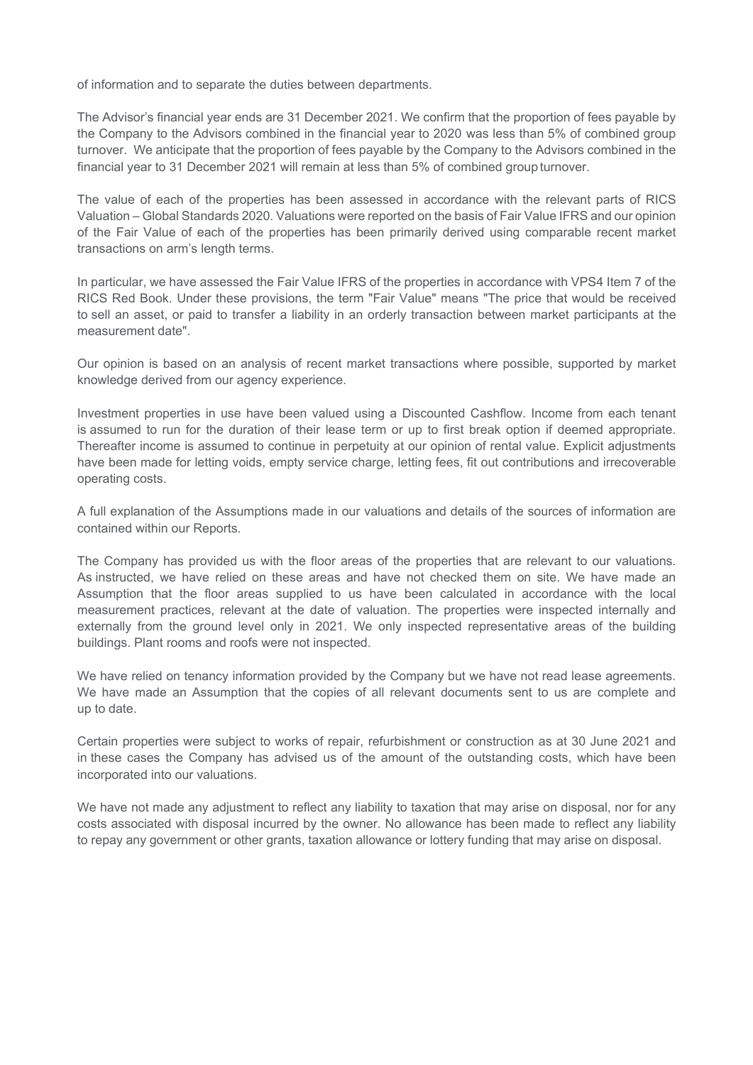of information and to separate the duties between departments.

The Advisor's financial year ends are 31 December 2021. We confirm that the proportion of fees payable by the Company to the Advisors combined in the financial year to 2020 was less than 5% of combined group turnover. We anticipate that the proportion of fees payable by the Company to the Advisors combined in the financial year to 31 December 2021 will remain at less than 5% of combined group turnover.

The value of each of the properties has been assessed in accordance with the relevant parts of RICS Valuation – Global Standards 2020. Valuations were reported on the basis of Fair Value IFRS and our opinion of the Fair Value of each of the properties has been primarily derived using comparable recent market transactions on arm's length terms.

In particular, we have assessed the Fair Value IFRS of the properties in accordance with VPS4 Item 7 of the RICS Red Book. Under these provisions, the term "Fair Value" means "The price that would be received to sell an asset, or paid to transfer a liability in an orderly transaction between market participants at the measurement date".

Our opinion is based on an analysis of recent market transactions where possible, supported by market knowledge derived from our agency experience.

Investment properties in use have been valued using a Discounted Cashflow. Income from each tenant is assumed to run for the duration of their lease term or up to first break option if deemed appropriate. Thereafter income is assumed to continue in perpetuity at our opinion of rental value. Explicit adjustments have been made for letting voids, empty service charge, letting fees, fit out contributions and irrecoverable operating costs.

A full explanation of the Assumptions made in our valuations and details of the sources of information are contained within our Reports.

The Company has provided us with the floor areas of the properties that are relevant to our valuations. As instructed, we have relied on these areas and have not checked them on site. We have made an Assumption that the floor areas supplied to us have been calculated in accordance with the local measurement practices, relevant at the date of valuation. The properties were inspected internally and externally from the ground level only in 2021. We only inspected representative areas of the building buildings. Plant rooms and roofs were not inspected.

We have relied on tenancy information provided by the Company but we have not read lease agreements. We have made an Assumption that the copies of all relevant documents sent to us are complete and up to date.

Certain properties were subject to works of repair, refurbishment or construction as at 30 June 2021 and in these cases the Company has advised us of the amount of the outstanding costs, which have been incorporated into our valuations.

We have not made any adjustment to reflect any liability to taxation that may arise on disposal, nor for any costs associated with disposal incurred by the owner. No allowance has been made to reflect any liability to repay any government or other grants, taxation allowance or lottery funding that may arise on disposal.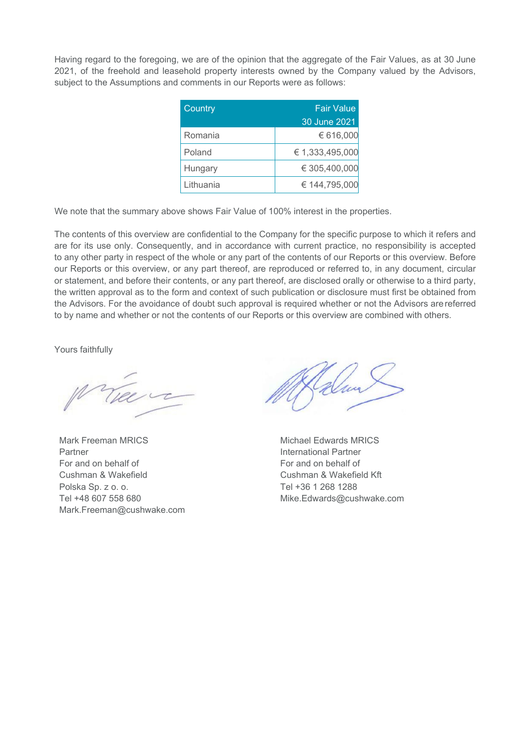Having regard to the foregoing, we are of the opinion that the aggregate of the Fair Values, as at 30 June 2021, of the freehold and leasehold property interests owned by the Company valued by the Advisors, subject to the Assumptions and comments in our Reports were as follows:

| Country | Fair Value 30 June 2021 |
|---|---|
| Romania | € 616,000 |
| Poland | € 1,333,495,000 |
| Hungary | € 305,400,000 |
| Lithuania | € 144,795,000 |

We note that the summary above shows Fair Value of 100% interest in the properties.

The contents of this overview are confidential to the Company for the specific purpose to which it refers and are for its use only. Consequently, and in accordance with current practice, no responsibility is accepted to any other party in respect of the whole or any part of the contents of our Reports or this overview. Before our Reports or this overview, or any part thereof, are reproduced or referred to, in any document, circular or statement, and before their contents, or any part thereof, are disclosed orally or otherwise to a third party, the written approval as to the form and context of such publication or disclosure must first be obtained from the Advisors. For the avoidance of doubt such approval is required whether or not the Advisors are referred to by name and whether or not the contents of our Reports or this overview are combined with others.

Yours faithfully

Mark Freeman MRICS
Partner
For and on behalf of
Cushman & Wakefield
Polska Sp. z o. o.
Tel +48 607 558 680
Mark.Freeman@cushwake.com

Michael Edwards MRICS
International Partner
For and on behalf of
Cushman & Wakefield Kft
Tel +36 1 268 1288
Mike.Edwards@cushwake.com